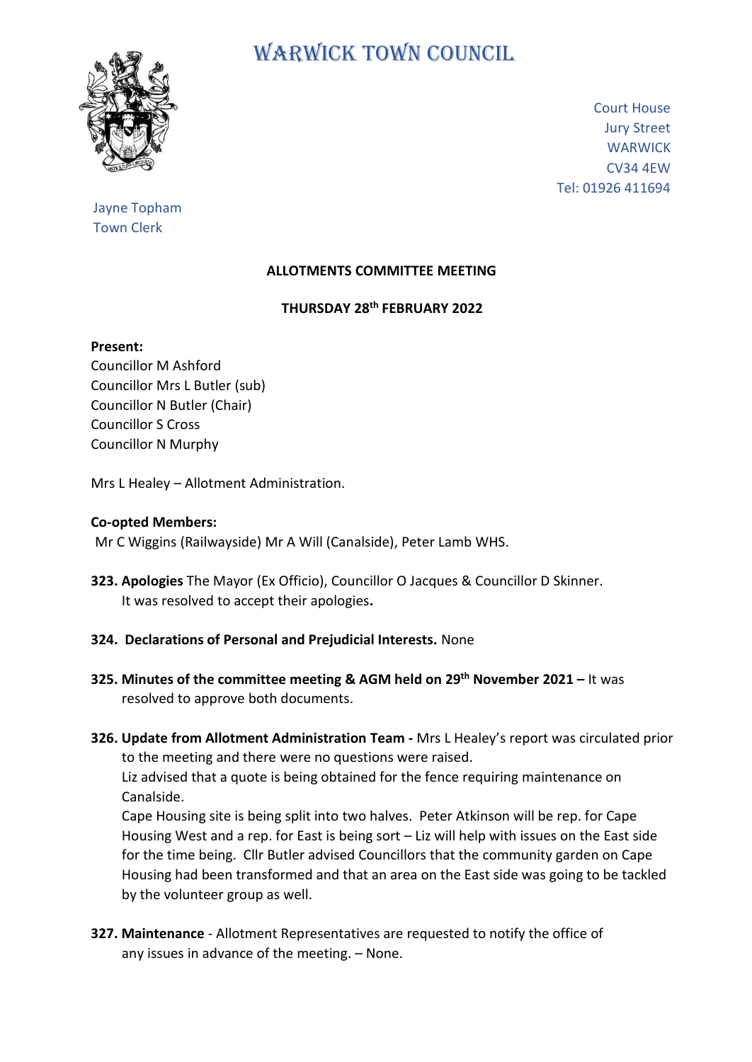// WARWICK TOWN COUNCIL

Court House
Jury Street
WARWICK
CV34 4EW
Tel: 01926 411694

Jayne Topham
Town Clerk

**ALLOTMENTS COMMITTEE MEETING**

**THURSDAY 28th FEBRUARY 2022**

**Present:**
Councillor M Ashford
Councillor Mrs L Butler (sub)
Councillor N Butler (Chair)
Councillor S Cross
Councillor N Murphy

Mrs L Healey – Allotment Administration.

**Co-opted Members:**
Mr C Wiggins (Railwayside) Mr A Will (Canalside), Peter Lamb WHS.

**323. Apologies** The Mayor (Ex Officio), Councillor O Jacques & Councillor D Skinner. It was resolved to accept their apologies**.**

**324. Declarations of Personal and Prejudicial Interests.** None

**325. Minutes of the committee meeting & AGM held on 29th November 2021 –** It was resolved to approve both documents.

**326. Update from Allotment Administration Team -** Mrs L Healey's report was circulated prior to the meeting and there were no questions were raised.
Liz advised that a quote is being obtained for the fence requiring maintenance on Canalside.
Cape Housing site is being split into two halves. Peter Atkinson will be rep. for Cape Housing West and a rep. for East is being sort – Liz will help with issues on the East side for the time being. Cllr Butler advised Councillors that the community garden on Cape Housing had been transformed and that an area on the East side was going to be tackled by the volunteer group as well.

**327. Maintenance** - Allotment Representatives are requested to notify the office of any issues in advance of the meeting. – None.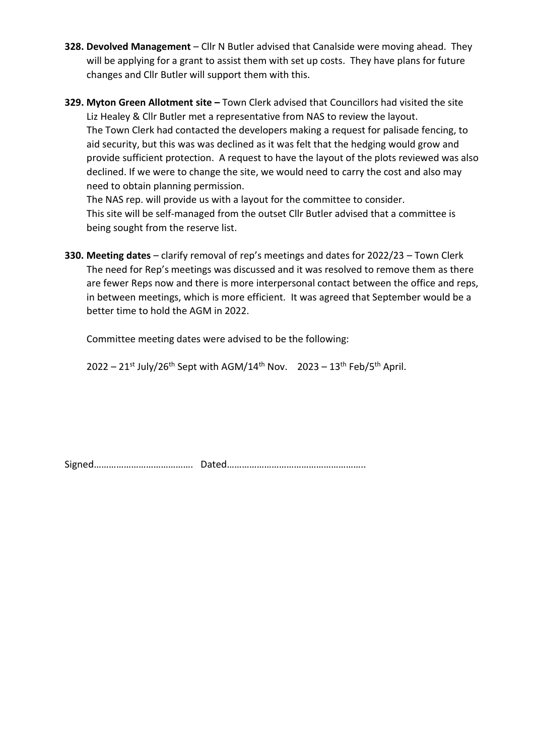**328. Devolved Management** – Cllr N Butler advised that Canalside were moving ahead. They will be applying for a grant to assist them with set up costs. They have plans for future changes and Cllr Butler will support them with this.

**329. Myton Green Allotment site –** Town Clerk advised that Councillors had visited the site Liz Healey & Cllr Butler met a representative from NAS to review the layout.
The Town Clerk had contacted the developers making a request for palisade fencing, to aid security, but this was was declined as it was felt that the hedging would grow and provide sufficient protection. A request to have the layout of the plots reviewed was also declined. If we were to change the site, we would need to carry the cost and also may need to obtain planning permission.
The NAS rep. will provide us with a layout for the committee to consider.
This site will be self-managed from the outset Cllr Butler advised that a committee is being sought from the reserve list.

**330. Meeting dates** – clarify removal of rep's meetings and dates for 2022/23 – Town Clerk
The need for Rep's meetings was discussed and it was resolved to remove them as there are fewer Reps now and there is more interpersonal contact between the office and reps, in between meetings, which is more efficient. It was agreed that September would be a better time to hold the AGM in 2022.

Committee meeting dates were advised to be the following:

2022 – 21st July/26th Sept with AGM/14th Nov. 2023 – 13th Feb/5th April.

Signed………………………………… Dated………………………………………………..